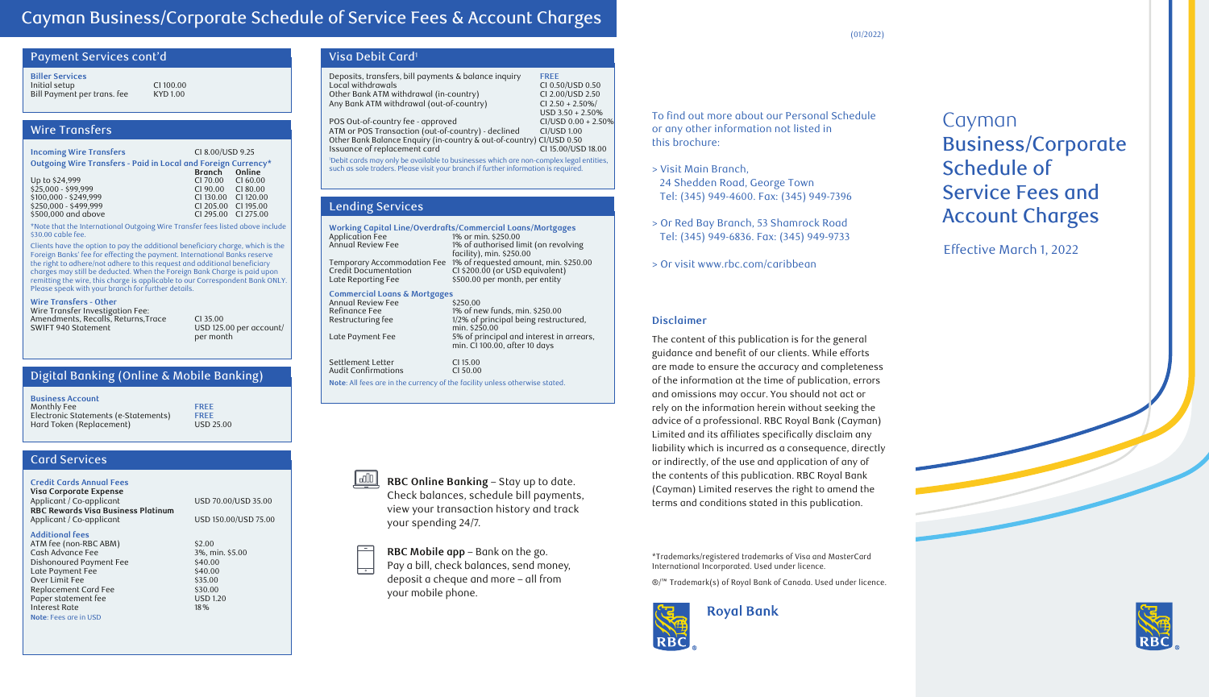// Cayman Business/Corporate Schedule of Service Fees & Account Charges

(01/2022)

## Payment Services cont'd

**Biller Services**

| | |
|---|---|
| Initial setup | CI 100.00 |
| Bill Payment per trans. fee | KYD 1.00 |

## Wire Transfers

| | |
|---|---|
| **Incoming Wire Transfers** | CI 8.00/USD 9.25 |

**Outgoing Wire Transfers - Paid in Local and Foreign Currency***

| | Branch | Online |
|---|---|---|
| Up to $24,999 | CI 70.00 | CI 60.00 |
| $25,000 - $99,999 | CI 90.00 | CI 80.00 |
| $100,000 - $249,999 | CI 130.00 | CI 120.00 |
| $250,000 - $499,999 | CI 205.00 | CI 195.00 |
| $500,000 and above | CI 295.00 | CI 275.00 |

*Note that the International Outgoing Wire Transfer fees listed above include $30.00 cable fee.

Clients have the option to pay the additional beneficiary charge, which is the Foreign Banks' fee for effecting the payment. International Banks reserve the right to adhere/not adhere to this request and additional beneficiary charges may still be deducted. When the Foreign Bank Charge is paid upon remitting the wire, this charge is applicable to our Correspondent Bank ONLY. Please speak with your branch for further details.

**Wire Transfers - Other**

| | |
|---|---|
| Wire Transfer Investigation Fee: Amendments, Recalls, Returns, Trace | CI 35.00 |
| SWIFT 940 Statement | USD 125.00 per account/ per month |

## Digital Banking (Online & Mobile Banking)

**Business Account**

| | |
|---|---|
| Monthly Fee | FREE |
| Electronic Statements (e-Statements) | FREE |
| Hard Token (Replacement) | USD 25.00 |

## Card Services

**Credit Cards Annual Fees**

| | |
|---|---|
| **Visa Corporate Expense** | |
| Applicant / Co-applicant | USD 70.00/USD 35.00 |
| **RBC Rewards Visa Business Platinum** | |
| Applicant / Co-applicant | USD 150.00/USD 75.00 |

**Additional fees**

| | |
|---|---|
| ATM fee (non-RBC ABM) | $2.00 |
| Cash Advance Fee | 3%, min. $5.00 |
| Dishonoured Payment Fee | $40.00 |
| Late Payment Fee | $40.00 |
| Over Limit Fee | $35.00 |
| Replacement Card Fee | $30.00 |
| Paper statement fee | USD 1.20 |
| Interest Rate | 18% |

**Note**: Fees are in USD

## Visa Debit Card[1]

| | |
|---|---|
| Deposits, transfers, bill payments & balance inquiry | FREE |
| Local withdrawals | CI 0.50/USD 0.50 |
| Other Bank ATM withdrawal (in-country) | CI 2.00/USD 2.50 |
| Any Bank ATM withdrawal (out-of-country) | CI 2.50 + 2.50%/ USD 3.50 + 2.50% |
| POS Out-of-country fee - approved | CI/USD 0.00 + 2.50% |
| ATM or POS Transaction (out-of-country) - declined | CI/USD 1.00 |
| Other Bank Balance Enquiry (in-country & out-of-country) | CI/USD 0.50 |
| Issuance of replacement card | CI 15.00/USD 18.00 |

[1]Debit cards may only be available to businesses which are non-complex legal entities, such as sole traders. Please visit your branch if further information is required.

## Lending Services

**Working Capital Line/Overdrafts/Commercial Loans/Mortgages**

| | |
|---|---|
| Application Fee | 1% or min. $250.00 |
| Annual Review Fee | 1% of authorised limit (on revolving facility), min. $250.00 |
| Temporary Accommodation Fee | 1% of requested amount, min. $250.00 |
| Credit Documentation | CI $200.00 (or USD equivalent) |
| Late Reporting Fee | $500.00 per month, per entity |

**Commercial Loans & Mortgages**

| | |
|---|---|
| Annual Review Fee | $250.00 |
| Refinance Fee | 1% of new funds, min. $250.00 |
| Restructuring fee | 1/2% of principal being restructured, min. $250.00 |
| Late Payment Fee | 5% of principal and interest in arrears, min. CI 100.00, after 10 days |
| Settlement Letter | CI 15.00 |
| Audit Confirmations | CI 50.00 |

**Note**: All fees are in the currency of the facility unless otherwise stated.

**RBC Online Banking** – Stay up to date. Check balances, schedule bill payments, view your transaction history and track your spending 24/7.

**RBC Mobile app** – Bank on the go. Pay a bill, check balances, send money, deposit a cheque and more – all from your mobile phone.

To find out more about our Personal Schedule or any other information not listed in this brochure:

> Visit Main Branch, 24 Shedden Road, George Town  
Tel: (345) 949-4600. Fax: (345) 949-7396

> Or Red Bay Branch, 53 Shamrock Road  
Tel: (345) 949-6836. Fax: (345) 949-9733

> Or visit www.rbc.com/caribbean

### Disclaimer

The content of this publication is for the general guidance and benefit of our clients. While efforts are made to ensure the accuracy and completeness of the information at the time of publication, errors and omissions may occur. You should not act or rely on the information herein without seeking the advice of a professional. RBC Royal Bank (Cayman) Limited and its affiliates specifically disclaim any liability which is incurred as a consequence, directly or indirectly, of the use and application of any of the contents of this publication. RBC Royal Bank (Cayman) Limited reserves the right to amend the terms and conditions stated in this publication.

*Trademarks/registered trademarks of Visa and MasterCard International Incorporated. Used under licence.

®/™ Trademark(s) of Royal Bank of Canada. Used under licence.

Royal Bank

# Cayman Business/Corporate Schedule of Service Fees and Account Charges

Effective March 1, 2022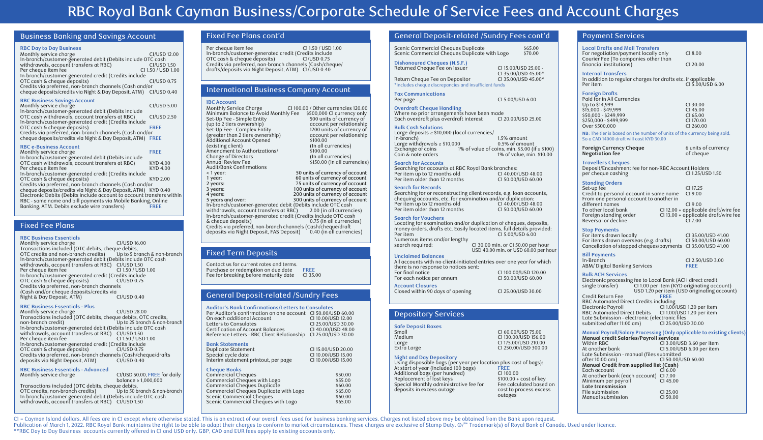# RBC Royal Bank Cayman Business/Corporate Schedule of Service Fees and Account Charges

## Business Banking and Savings Account

### RBC Day to Day Business

| | |
|---|---|
| Monthly service charge | CI/USD 12.00 |
| In-branch/customer-generated debit (Debits include OTC cash withdrawals, account transfers at RBC) | CI/USD 1.50 |
| Per cheque item fee | CI 1.50 / USD 1.00 |
| In-branch/customer-generated credit (Credits include OTC cash & cheque deposits) | CI/USD 0.75 |
| Credits via preferred, non-branch channels (Cash and/or cheque deposits/credits via Night & Day Deposit, ATM) | CI/USD 0.40 |

### RBC Business Savings Account

| | |
|---|---|
| Monthly service charge | CI/USD 5.00 |
| In-branch/customer-generated debit (Debits include OTC cash withdrawals, account transfers at RBC) | CI/USD 2.50 |
| In-branch/customer-generated credit (Credits include OTC cash & cheque deposits) | FREE |
| Credits via preferred, non-branch channels (Cash and/or cheque deposits/credits via Night & Day Deposit, ATM) | FREE |

### RBC e-Business Account

| | |
|---|---|
| Monthly service charge | FREE |
| In-branch/customer-generated debit (Debits include OTC cash withdrawals, account transfers at RBC) | KYD 4.00 |
| Per cheque item fee | KYD 4.00 |
| In-branch/customer-generated credit (Credits include OTC cash & cheque deposits) | KYD 2.00 |
| Credits via preferred, non-branch channels (Cash and/or cheque deposits/credits via Night & Day Deposit, ATM) | KYD 0.40 |
| Electronic Debits (Debits include account to account transfers within RBC - same name and bill payments via Mobile Banking, Online Banking, ATM. Debits exclude wire transfers) | FREE |

## Fixed Fee Plans

### RBC Business Essentials

| | |
|---|---|
| Monthly service charge | CI/USD 16.00 |
| Transactions included (OTC debits, cheque debits, OTC credits and non-branch credits) | Up to 5 branch & non-branch |
| In-branch/customer-generated debit (Debits include OTC cash withdrawals, account transfers at RBC) | CI/USD 1.50 |
| Per cheque item fee | CI 1.50 / USD 1.00 |
| In-branch/customer-generated credit (Credits include OTC cash & cheque deposits) | CI/USD 0.75 |
| Credits via preferred, non-branch channels (Cash and/or cheque deposits/credits via Night & Day Deposit, ATM) | CI/USD 0.40 |

### RBC Business Essentials - Plus

| | |
|---|---|
| Monthly service charge | CI/USD 28.00 |
| Transactions included (OTC debits, cheque debits, OTC credits, non-branch credit) | Up to 25 branch & non-branch |
| In-branch/customer-generated debit (Debits include OTC cash withdrawals, account transfers at RBC) | CI/USD 1.50 |
| Per cheque item fee | CI 1.50 / USD 1.00 |
| In-branch/customer-generated credit (Credits include OTC cash & cheque deposits) | CI/USD 0.75 |
| Credits via preferred, non-branch channels (Cash/cheque/drafts deposits via Night Deposit, ATM) | CI/USD 0.40 |

### RBC Business Essentials - Advanced

| | |
|---|---|
| Monthly service charge | CI/USD 50.00, FREE for daily balance ≥ 1,000,000 |
| Transactions included (OTC debits, cheque debits, OTC credits, non-branch credits) | Up to 50 branch & non-branch |
| In-branch/customer-generated debit (Debits include OTC cash withdrawals, account transfers at RBC) | CI/USD 1.50 |

## Fixed Fee Plans cont'd

| | |
|---|---|
| Per cheque item fee | CI 1.50 / USD 1.00 |
| In-branch/customer-generated credit (Credits include OTC cash & cheque deposits) | CI/USD 0.75 |
| Credits via preferred, non-branch channels (Cash/cheque/drafts/deposits via Night Deposit, ATM) | CI/USD 0.40 |

## International Business Company Account

### IBC Account

| | |
|---|---|
| Monthly Service Charge | CI 100.00 / Other currencies 120.00 |
| Minimum Balance to Avoid Monthly Fee | $500,000 CI currency only |
| Set-Up Fee - Simple Entity (up to 2 tiers ownership) | 500 units of currency of account per relationship |
| Set-Up Fee - Complex Entity (greater than 2 tiers ownership) | 1200 units of currency of account per relationship |
| Additional Account Opened (existing client) | $100.00 (In all currencies) |
| Amendment to Authorizations/ Change of Directors | $100.00 (In all currencies) |
| Annual Review Fee | $150.00 (In all currencies) |
| Audit/Bank Confirmations | |
| < 1 year: | 50 units of currency of account |
| 1 year: | 60 units of currency of account |
| 2 years: | 75 units of currency of account |
| 3 years: | 100 units of currency of account |
| 4 years: | 200 units of currency of account |
| 5 years and over: | 300 units of currency of account |
| In-branch/customer-generated debit (Debits include OTC cash withdrawals, account transfers at RBC) | 2.00 (in all currencies) |
| In-branch/customer-generated credit (Credits include OTC cash & cheque deposits) | 0.75 (in all currencies) |
| Credits via preferred, non-branch channels (Cash/cheque/draft deposits via Night Deposit, FAS Deposit) | 0.40 (in all currencies) |

## Fixed Term Deposits

| | |
|---|---|
| Contact us for current rates and terms. | |
| Purchase or redemption on due date | FREE |
| Fee for breaking before maturity date | CI 35.00 |

## General Deposit-related /Sundry Fees

### Auditor's/Bank Confirmations/Letters to Consulates

| | |
|---|---|
| Per Auditor's confirmation on one account | CI 50.00/USD 60.00 |
| On each additional Account | CI 10.00/USD 12.00 |
| Letters to Consulates | CI 25.00/USD 30.00 |
| Certification of Account Balances | CI 40.00/USD 48.00 |
| Reference Letters - RBC Client Relationship | CI 25.00/USD 30.00 |

### Bank Statements

| | |
|---|---|
| Duplicate Statement | CI 15.00/USD 20.00 |
| Special cycle date | CI 10.00/USD 15.00 |
| Interim statement printout, per page | CI 10.00/USD 15.00 |

### Cheque Books

| | |
|---|---|
| Commercial Cheques | $50.00 |
| Commercial Cheques with Logo | $55.00 |
| Commercial Cheques Duplicate | $60.00 |
| Commercial Cheques Duplicate with Logo | $65.00 |
| Scenic Commercial Cheques | $60.00 |
| Scenic Commercial Cheques with Logo | $65.00 |

## General Deposit-related /Sundry Fees cont'd

| | |
|---|---|
| Scenic Commercial Cheques Duplicate | $65.00 |
| Scenic Commercial Cheques Duplicate with Logo | $70.00 |

### Dishonoured Cheques (N.S.F.)

| | |
|---|---|
| Returned Cheque Fee on Issuer | CI 15.00/USD 25.00 - CI 35.00/USD 45.00* |
| Return Cheque Fee on Depositor | CI 35.00/USD 45.00* |

*Includes cheque discrepancies and insufficient funds

### Fax Communications

| | |
|---|---|
| Per page | CI 5.00/USD 6.00 |

### Overdraft Cheque Handling

| | |
|---|---|
| Where no prior arrangements have been made. Each overdraft plus overdraft interest | CI 20.00/USD 25.00 |

### Bulk Cash Solutions

| | |
|---|---|
| Large deposits ≥ $10,000 (local currencies/ in-branch) | 1.5% amount |
| Large withdrawals ≥ $10,000 | 0.5% of amount |
| Exchange of coins | 1% of value of coins, min. $5.00 (if ≥ $100) |
| Coin & note orders | 1% of value, min. $10.00 |

### Search for Accounts

Searching for accounts at RBC Royal Bank branches:

| | |
|---|---|
| Per item up to 12 months old | CI 40.00/USD 48.00 |
| Per item older than 12 months | CI 50.00/USD 60.00 |

### Search for Records

Searching for or reconstructing client records, e.g. loan accounts, chequing accounts, etc. for examination and/or duplication:

| | |
|---|---|
| Per item up to 12 months old | CI 40.00/USD 48.00 |
| Per item older than 12 months | CI 50.00/USD 60.00 |

### Search for Vouchers

Locating for examination and/or duplication of cheques, deposits, money orders, drafts etc. Easily located items, full details provided:

| | |
|---|---|
| Per item | CI 5.00/USD 6.00 |
| Numerous items and/or lengthy search required: | CI 30.00 min. or CI 50.00 per hour USD 40.00 min. or USD 60.00 per hour |

### Unclaimed Balances

All accounts with no client-initiated entries over one year for which there is no response to notices sent:

| | |
|---|---|
| For final notice | CI 100.00/USD 120.00 |
| For each notice per annum | CI 50.00/USD 60.00 |

### Account Closures

| | |
|---|---|
| Closed within 90 days of opening | CI 25.00/USD 30.00 |

## Depository Services

### Safe Deposit Boxes

| | |
|---|---|
| Small | CI 60.00/USD 75.00 |
| Medium | CI 130.00/USD 156.00 |
| Large | CI 175.00/USD 210.00 |
| Extra Large | CI 250.00/USD 300.00 |

### Night and Day Depository

Using disposable bags (per year per location plus cost of bags):

| | |
|---|---|
| At start of year (included 100 bags) | FREE |
| Additional bags (per hundred) | CI 100.00 |
| Replacement of lost keys | $100.00 + cost of key |
| Special Monthly administrative fee for deposits in excess outage | Fee calculated based on cost to process excess outages |

## Payment Services

### Local Drafts and Mail Transfers

| | |
|---|---|
| For negotiation/payment locally only | CI 8.00 |
| Courier Fee (To companies other than financial institutions) | CI 20.00 |

### Internal Transfers

| | |
|---|---|
| In addition to regular charges for drafts etc. if applicable Per item | CI 5.00/USD 6.00 |

### Foreign Drafts

Paid for in All Currencies

| | |
|---|---|
| Up to $14,999 | CI 30.00 |
| $15,000 - $49,999 | CI 45.00 |
| $50,000 - $249,999 | CI 65.00 |
| $250,000 - $499,999 | CI 170.00 |
| Over $500,000 | CI 260.00 |

NB: The tier is based on the number of units of the currency being sold. So a CAD 14000 draft will cost KYD 30.00

| | |
|---|---|
| **Foreign Currency Cheque Negotiation fee** | 6 units of currency of cheque |

### Travellers Cheques

| | |
|---|---|
| Deposit/Encashment fee for non-RBC Account Holders per cheque cashing | CI 1.25/USD 1.50 |

### Standing Orders

| | |
|---|---|
| Set-up fee | CI 17.25 |
| Credit to personal account in same name | CI 9.00 |
| From one personal account to another in different names | CI 9.00 |
| To other local bank | CI 12.00 + applicable draft/wire fee |
| Foreign standing order | CI 13.00 + applicable draft/wire fee |
| Reversal or decline | CI 7.00 |

### Stop Payments

| | |
|---|---|
| For items drawn locally | CI 35.00/USD 41.00 |
| For items drawn overseas (e.g. drafts) | CI 50.00/USD 60.00 |
| Cancellation of stopped cheques/payments | CI 35.00/USD 41.00 |

### Bill Payments

| | |
|---|---|
| In-Branch | CI 2.50/USD 3.00 |
| ABM/ Digital Banking Services | FREE |

### Bulk ACH Services

| | |
|---|---|
| Electronic processing fee to Local Bank (ACH direct credit single transfer) | CI 1.00 per item (KYD originating account) USD 1.20 per item (USD originating account) |
| Credit Return Fee | FREE |
| RBC Automated Direct Credits including Electronic Payroll | CI 1.00/USD 1.20 per item |
| RBC Automated Direct Debits | CI 1.00/USD 1.20 per item |
| Late Submission - electronic (electronic files submitted after 11:00 am) | CI 25.00/USD 30.00 |

### Manual Payroll/Salary Processing (Only applicable to existing clients)

| | |
|---|---|
| **Manual credit Salaries/Payroll services** | |
| Within RBC | CI 3.00/USD 3.60 per item |
| At another bank | CI 5.00/USD 6.00 per item |
| Late Submission - manual (files submitted after 10:00 am) | CI 50.00/USD 60.00 |
| **Manual Credit from supplied list (Cash)** | |
| Each account | CI 6.00 |
| At another bank (each account) | CI 7.00 |
| Minimum per payroll | CI 45.00 |
| **Late transmission** | |
| File submission | CI 25.00 |
| Manual submission | CI 50.00 |

CI = Cayman Island dollars. All fees are in CI except where otherwise stated. This is an extract of our overall fees used for business banking services. Charges not listed above may be obtained from the Bank upon request.
Publication of March 1, 2022. RBC Royal Bank maintains the right to be able to adapt their charges to conform to market circumstances. These charges are exclusive of Stamp Duty. ®/™ Trademark(s) of Royal Bank of Canada. Used under licence.
**RBC Day to Day Business accounts currently offered in CI and USD only. GBP, CAD and EUR fees apply to existing accounts only.